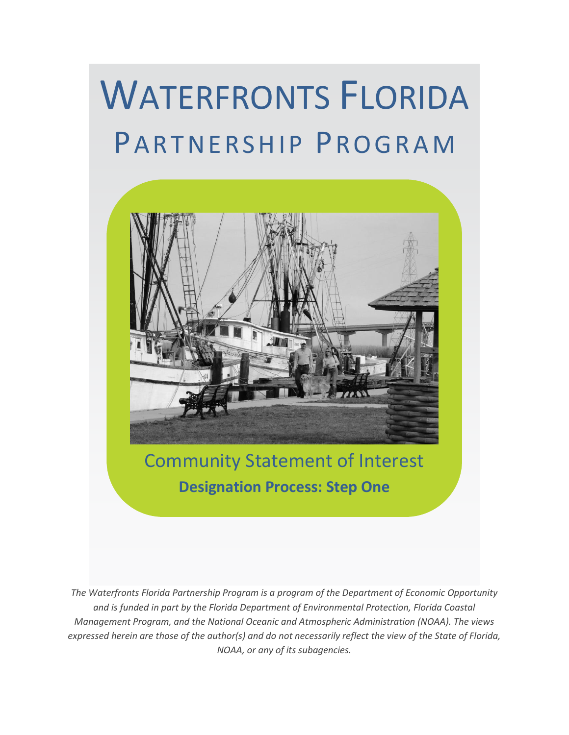# WATERFRONTS FLORIDA PARTNERSHIP PROGRAM

## Community Statement of Interest

**Designation Process: Step One**

*The Waterfronts Florida Partnership Program is a program of the Department of Economic Opportunity and is funded in part by the Florida Department of Environmental Protection, Florida Coastal Management Program, and the National Oceanic and Atmospheric Administration (NOAA). The views expressed herein are those of the author(s) and do not necessarily reflect the view of the State of Florida, NOAA, or any of its subagencies.*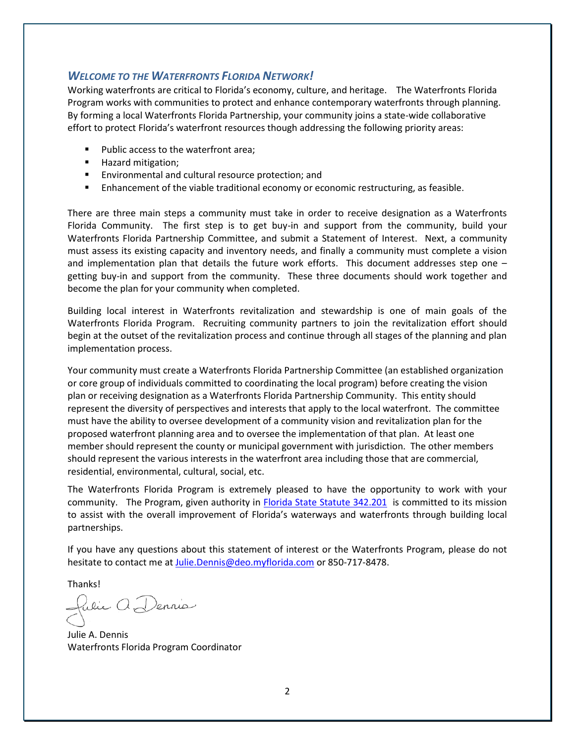## *WELCOME TO THE WATERFRONTS FLORIDA NETWORK!*

Working waterfronts are critical to Florida's economy, culture, and heritage. The Waterfronts Florida Program works with communities to protect and enhance contemporary waterfronts through planning. By forming a local Waterfronts Florida Partnership, your community joins a state-wide collaborative effort to protect Florida's waterfront resources though addressing the following priority areas:

- Public access to the waterfront area;
- Hazard mitigation;
- Environmental and cultural resource protection; and
- Enhancement of the viable traditional economy or economic restructuring, as feasible.

There are three main steps a community must take in order to receive designation as a Waterfronts Florida Community. The first step is to get buy-in and support from the community, build your Waterfronts Florida Partnership Committee, and submit a Statement of Interest. Next, a community must assess its existing capacity and inventory needs, and finally a community must complete a vision and implementation plan that details the future work efforts. This document addresses step one – getting buy-in and support from the community. These three documents should work together and become the plan for your community when completed.

Building local interest in Waterfronts revitalization and stewardship is one of main goals of the Waterfronts Florida Program. Recruiting community partners to join the revitalization effort should begin at the outset of the revitalization process and continue through all stages of the planning and plan implementation process.

Your community must create a Waterfronts Florida Partnership Committee (an established organization or core group of individuals committed to coordinating the local program) before creating the vision plan or receiving designation as a Waterfronts Florida Partnership Community. This entity should represent the diversity of perspectives and interests that apply to the local waterfront. The committee must have the ability to oversee development of a community vision and revitalization plan for the proposed waterfront planning area and to oversee the implementation of that plan. At least one member should represent the county or municipal government with jurisdiction. The other members should represent the various interests in the waterfront area including those that are commercial, residential, environmental, cultural, social, etc.

The Waterfronts Florida Program is extremely pleased to have the opportunity to work with your community. The Program, given authority in [Florida State Statute 342.201](#) is committed to its mission to assist with the overall improvement of Florida's waterways and waterfronts through building local partnerships.

If you have any questions about this statement of interest or the Waterfronts Program, please do not hesitate to contact me at [Julie.Dennis@deo.myflorida.com](mailto:Julie.Dennis@deo.myflorida.com) or 850-717-8478.

Thanks!

Julie A. Dennis

Julie A. Dennis
Waterfronts Florida Program Coordinator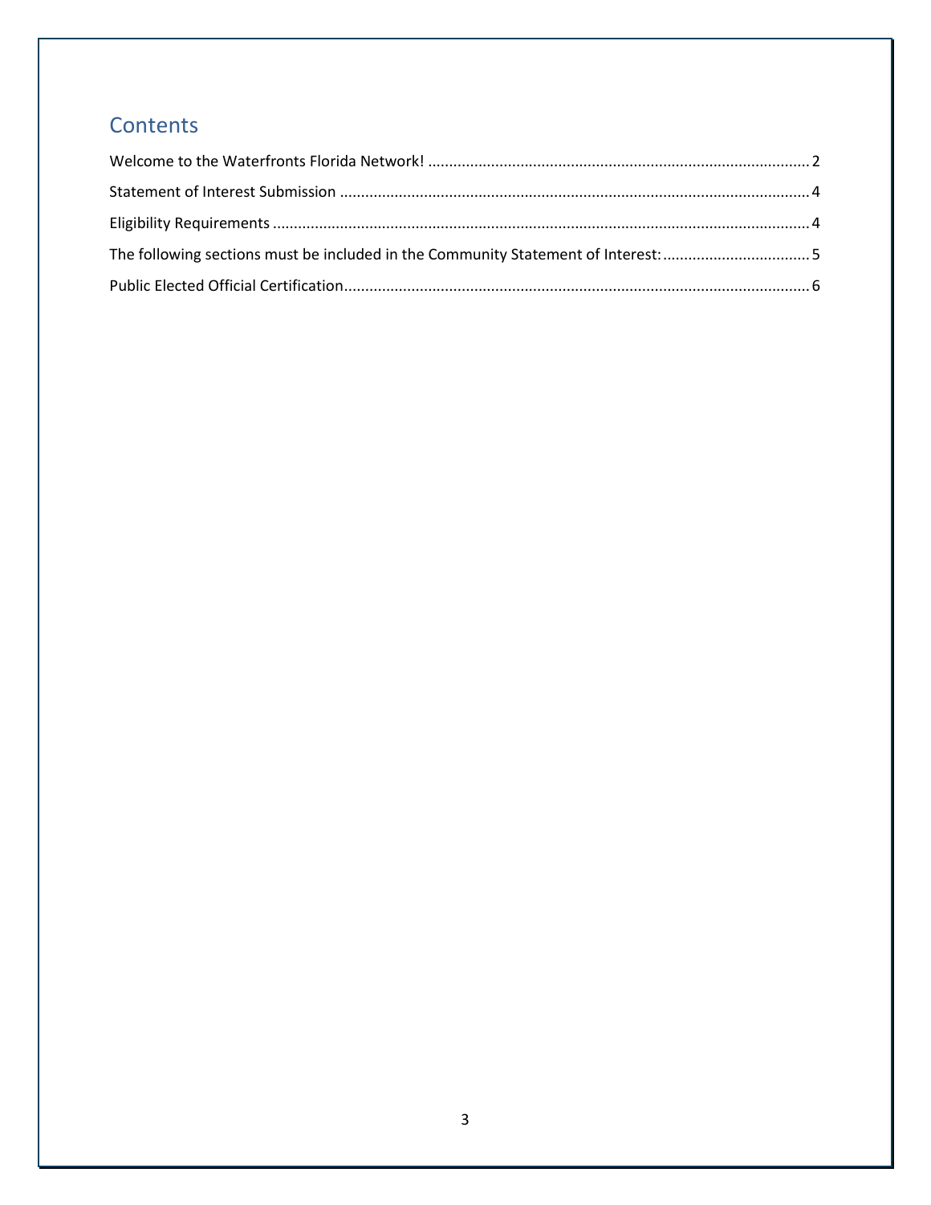# Contents

Welcome to the Waterfronts Florida Network! .......... 2

Statement of Interest Submission .......... 4

Eligibility Requirements .......... 4

The following sections must be included in the Community Statement of Interest: .......... 5

Public Elected Official Certification .......... 6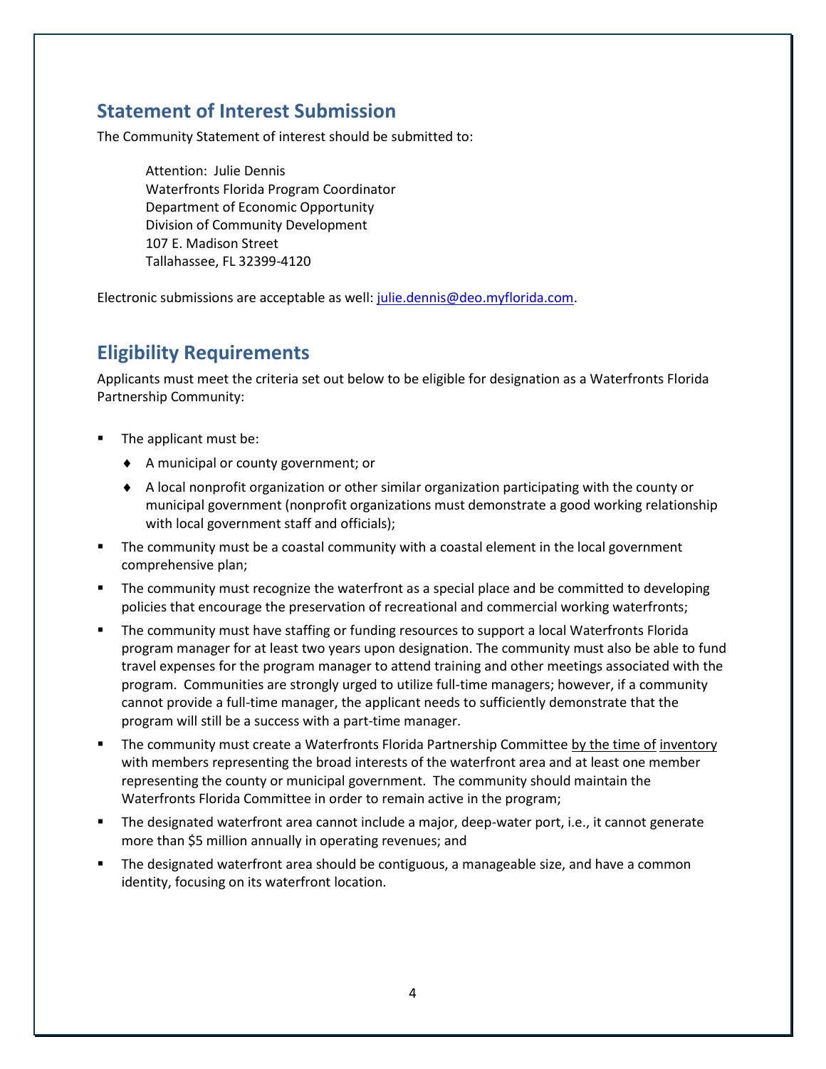## Statement of Interest Submission

The Community Statement of interest should be submitted to:

> Attention: Julie Dennis
> Waterfronts Florida Program Coordinator
> Department of Economic Opportunity
> Division of Community Development
> 107 E. Madison Street
> Tallahassee, FL 32399-4120

Electronic submissions are acceptable as well: julie.dennis@deo.myflorida.com.

## Eligibility Requirements

Applicants must meet the criteria set out below to be eligible for designation as a Waterfronts Florida Partnership Community:

- The applicant must be:
  - A municipal or county government; or
  - A local nonprofit organization or other similar organization participating with the county or municipal government (nonprofit organizations must demonstrate a good working relationship with local government staff and officials);
- The community must be a coastal community with a coastal element in the local government comprehensive plan;
- The community must recognize the waterfront as a special place and be committed to developing policies that encourage the preservation of recreational and commercial working waterfronts;
- The community must have staffing or funding resources to support a local Waterfronts Florida program manager for at least two years upon designation. The community must also be able to fund travel expenses for the program manager to attend training and other meetings associated with the program. Communities are strongly urged to utilize full-time managers; however, if a community cannot provide a full-time manager, the applicant needs to sufficiently demonstrate that the program will still be a success with a part-time manager.
- The community must create a Waterfronts Florida Partnership Committee by the time of inventory with members representing the broad interests of the waterfront area and at least one member representing the county or municipal government. The community should maintain the Waterfronts Florida Committee in order to remain active in the program;
- The designated waterfront area cannot include a major, deep-water port, i.e., it cannot generate more than $5 million annually in operating revenues; and
- The designated waterfront area should be contiguous, a manageable size, and have a common identity, focusing on its waterfront location.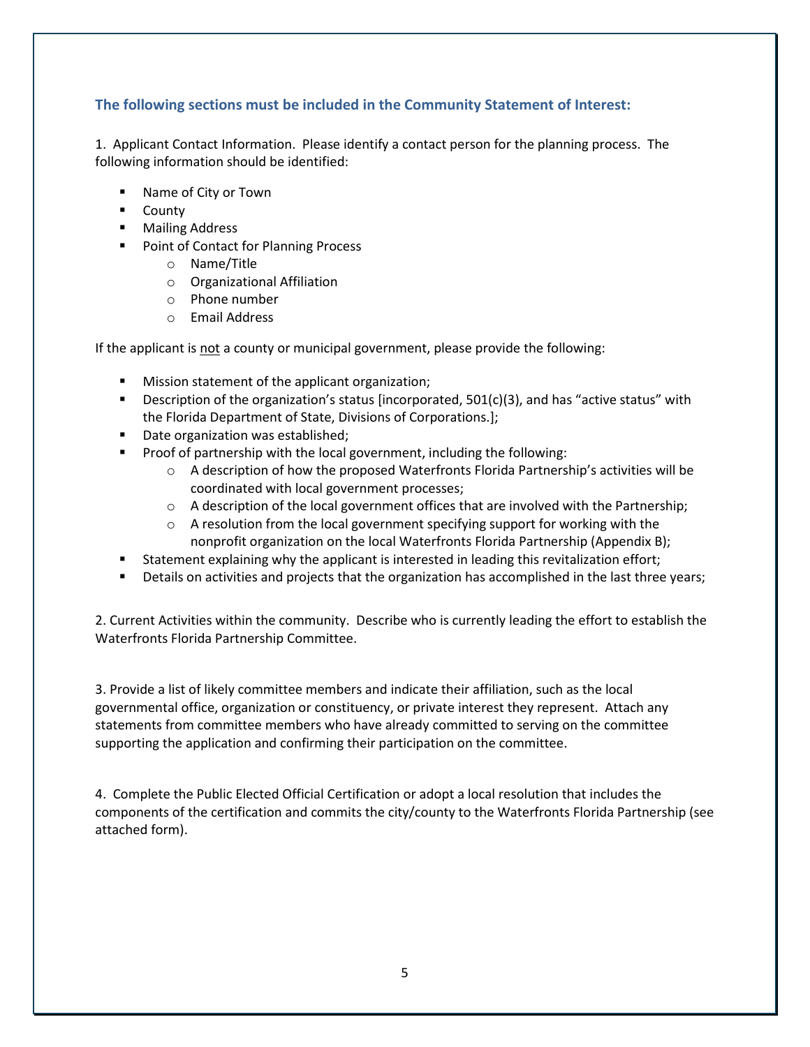### The following sections must be included in the Community Statement of Interest:

1. Applicant Contact Information. Please identify a contact person for the planning process. The following information should be identified:

- Name of City or Town
- County
- Mailing Address
- Point of Contact for Planning Process
  - Name/Title
  - Organizational Affiliation
  - Phone number
  - Email Address

If the applicant is not a county or municipal government, please provide the following:

- Mission statement of the applicant organization;
- Description of the organization's status [incorporated, 501(c)(3), and has "active status" with the Florida Department of State, Divisions of Corporations.];
- Date organization was established;
- Proof of partnership with the local government, including the following:
  - A description of how the proposed Waterfronts Florida Partnership's activities will be coordinated with local government processes;
  - A description of the local government offices that are involved with the Partnership;
  - A resolution from the local government specifying support for working with the nonprofit organization on the local Waterfronts Florida Partnership (Appendix B);
- Statement explaining why the applicant is interested in leading this revitalization effort;
- Details on activities and projects that the organization has accomplished in the last three years;

2. Current Activities within the community. Describe who is currently leading the effort to establish the Waterfronts Florida Partnership Committee.

3. Provide a list of likely committee members and indicate their affiliation, such as the local governmental office, organization or constituency, or private interest they represent. Attach any statements from committee members who have already committed to serving on the committee supporting the application and confirming their participation on the committee.

4. Complete the Public Elected Official Certification or adopt a local resolution that includes the components of the certification and commits the city/county to the Waterfronts Florida Partnership (see attached form).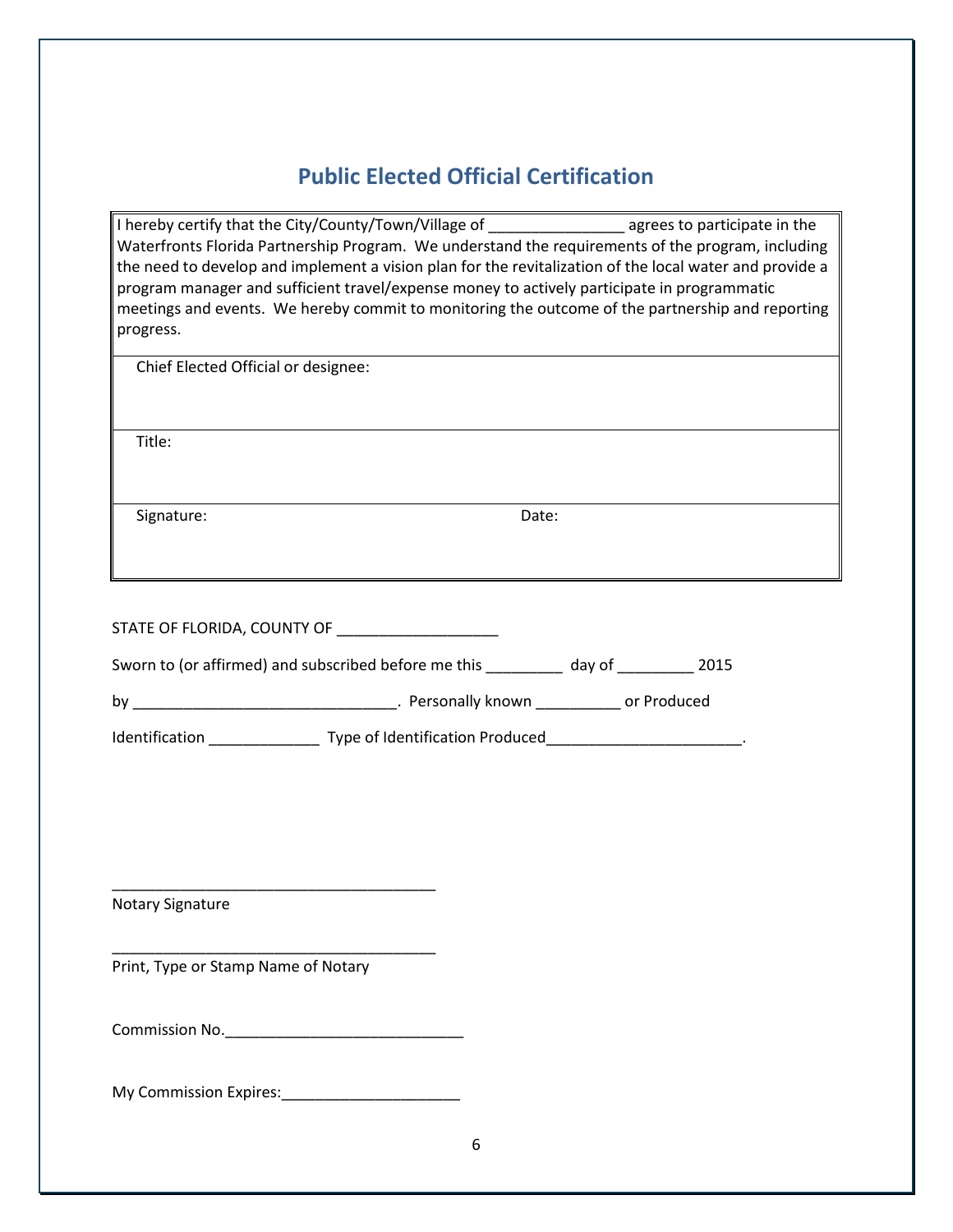## Public Elected Official Certification

| |
|---|
| I hereby certify that the City/County/Town/Village of ________________ agrees to participate in the Waterfronts Florida Partnership Program. We understand the requirements of the program, including the need to develop and implement a vision plan for the revitalization of the local water and provide a program manager and sufficient travel/expense money to actively participate in programmatic meetings and events. We hereby commit to monitoring the outcome of the partnership and reporting progress. |
| Chief Elected Official or designee: |
| Title: |
| Signature: &nbsp;&nbsp;&nbsp;&nbsp;&nbsp;&nbsp;&nbsp;&nbsp;&nbsp;&nbsp;&nbsp;&nbsp;&nbsp;&nbsp;&nbsp;&nbsp;&nbsp;&nbsp;&nbsp;&nbsp; Date: |

STATE OF FLORIDA, COUNTY OF ___________________

Sworn to (or affirmed) and subscribed before me this _________ day of _________ 2015

by _______________________________. Personally known __________ or Produced

Identification _____________ Type of Identification Produced_______________________.

_______________________________________
Notary Signature

_______________________________________
Print, Type or Stamp Name of Notary

Commission No.____________________________

My Commission Expires:_____________________